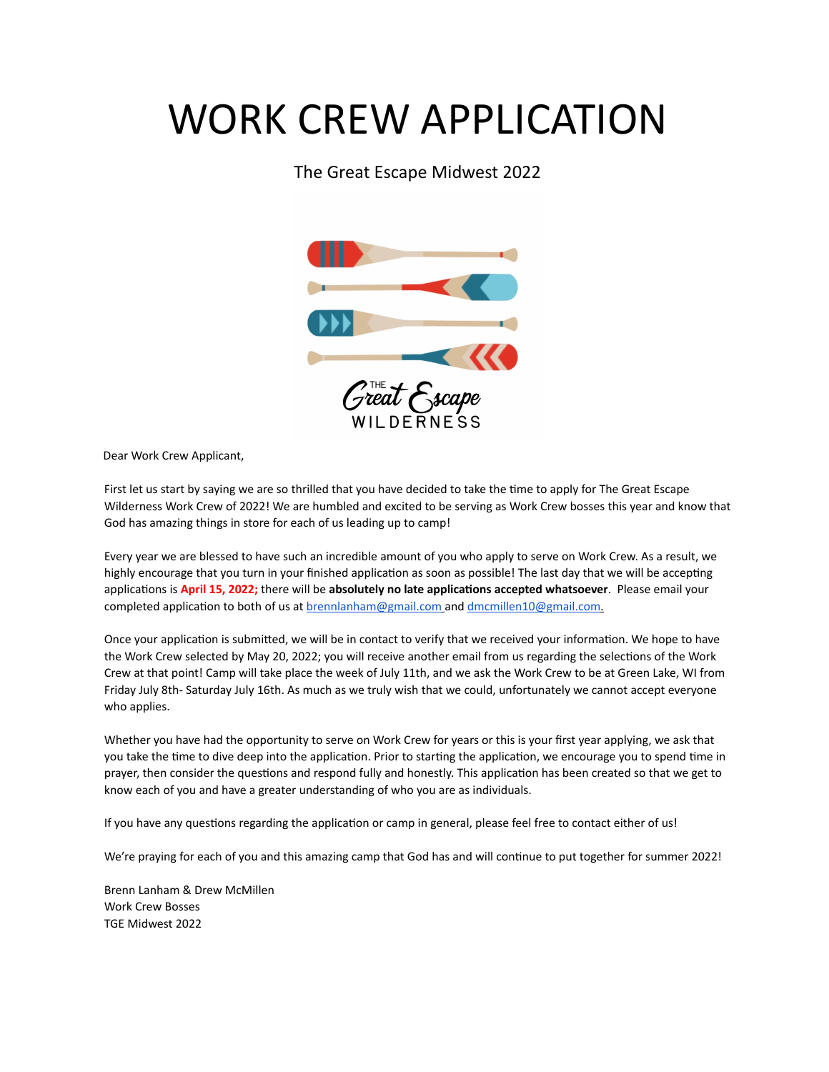# WORK CREW APPLICATION

The Great Escape Midwest 2022

Dear Work Crew Applicant,

First let us start by saying we are so thrilled that you have decided to take the time to apply for The Great Escape Wilderness Work Crew of 2022! We are humbled and excited to be serving as Work Crew bosses this year and know that God has amazing things in store for each of us leading up to camp!

Every year we are blessed to have such an incredible amount of you who apply to serve on Work Crew. As a result, we highly encourage that you turn in your finished application as soon as possible! The last day that we will be accepting applications is **April 15, 2022;** there will be **absolutely no late applications accepted whatsoever**. Please email your completed application to both of us at brennlanham@gmail.com and dmcmillen10@gmail.com.

Once your application is submitted, we will be in contact to verify that we received your information. We hope to have the Work Crew selected by May 20, 2022; you will receive another email from us regarding the selections of the Work Crew at that point! Camp will take place the week of July 11th, and we ask the Work Crew to be at Green Lake, WI from Friday July 8th- Saturday July 16th. As much as we truly wish that we could, unfortunately we cannot accept everyone who applies.

Whether you have had the opportunity to serve on Work Crew for years or this is your first year applying, we ask that you take the time to dive deep into the application. Prior to starting the application, we encourage you to spend time in prayer, then consider the questions and respond fully and honestly. This application has been created so that we get to know each of you and have a greater understanding of who you are as individuals.

If you have any questions regarding the application or camp in general, please feel free to contact either of us!

We're praying for each of you and this amazing camp that God has and will continue to put together for summer 2022!

Brenn Lanham & Drew McMillen
Work Crew Bosses
TGE Midwest 2022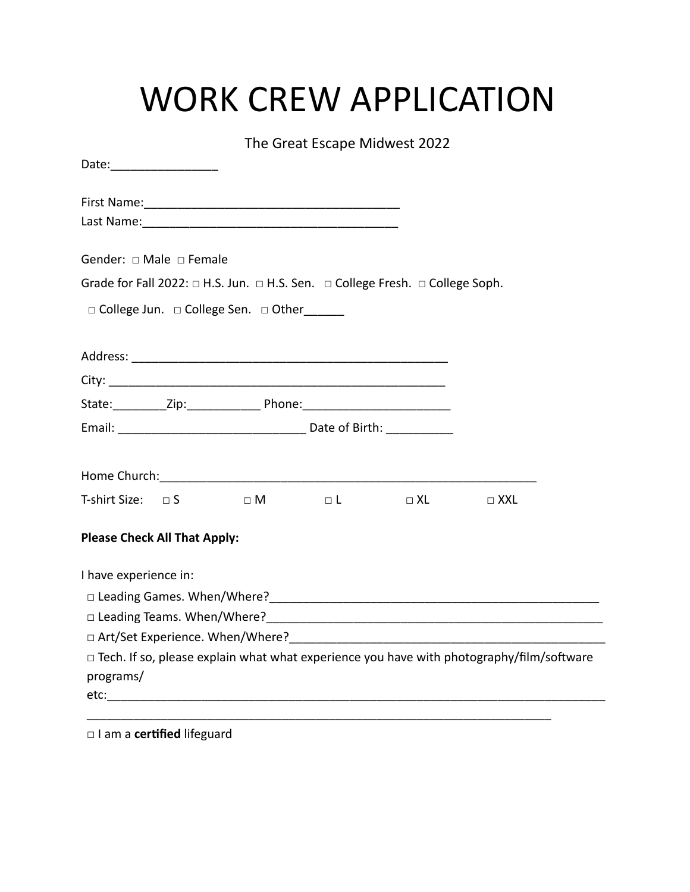# WORK CREW APPLICATION

The Great Escape Midwest 2022

Date:________________

First Name:_______________________________________
Last Name:_______________________________________

Gender: □ Male □ Female

Grade for Fall 2022: □ H.S. Jun. □ H.S. Sen. □ College Fresh. □ College Soph.

□ College Jun. □ College Sen. □ Other______

Address: _________________________________________________

City: ____________________________________________________

State:________Zip:___________ Phone:______________________

Email: ____________________________ Date of Birth: __________

Home Church:_________________________________________________________

T-shirt Size: □ S □ M □ L □ XL □ XXL

**Please Check All That Apply:**

I have experience in:

□ Leading Games. When/Where?___________________________________________________

□ Leading Teams. When/Where?___________________________________________________

□ Art/Set Experience. When/Where?_______________________________________________

□ Tech. If so, please explain what what experience you have with photography/film/software programs/ etc:__________________________________________________________________________

_________________________________________________________________________

□ I am a **certified** lifeguard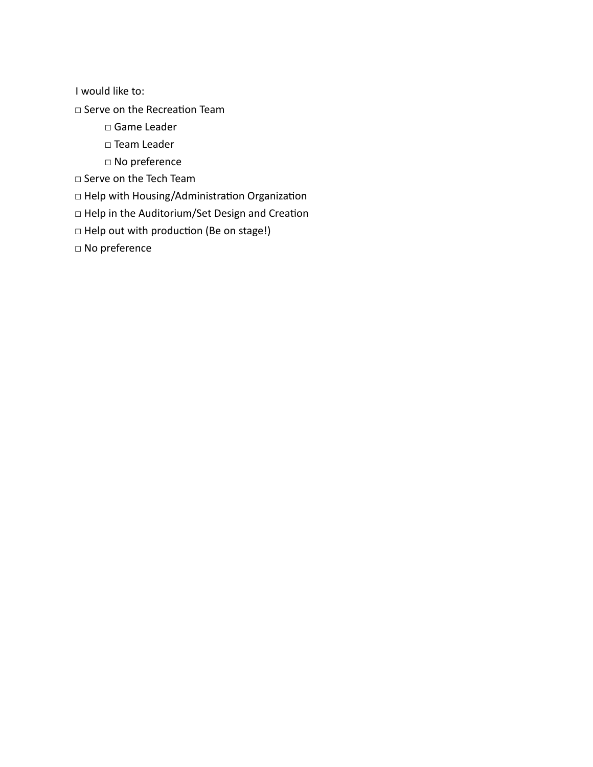I would like to:

□ Serve on the Recreation Team

  □ Game Leader

  □ Team Leader

  □ No preference

□ Serve on the Tech Team

□ Help with Housing/Administration Organization

□ Help in the Auditorium/Set Design and Creation

□ Help out with production (Be on stage!)

□ No preference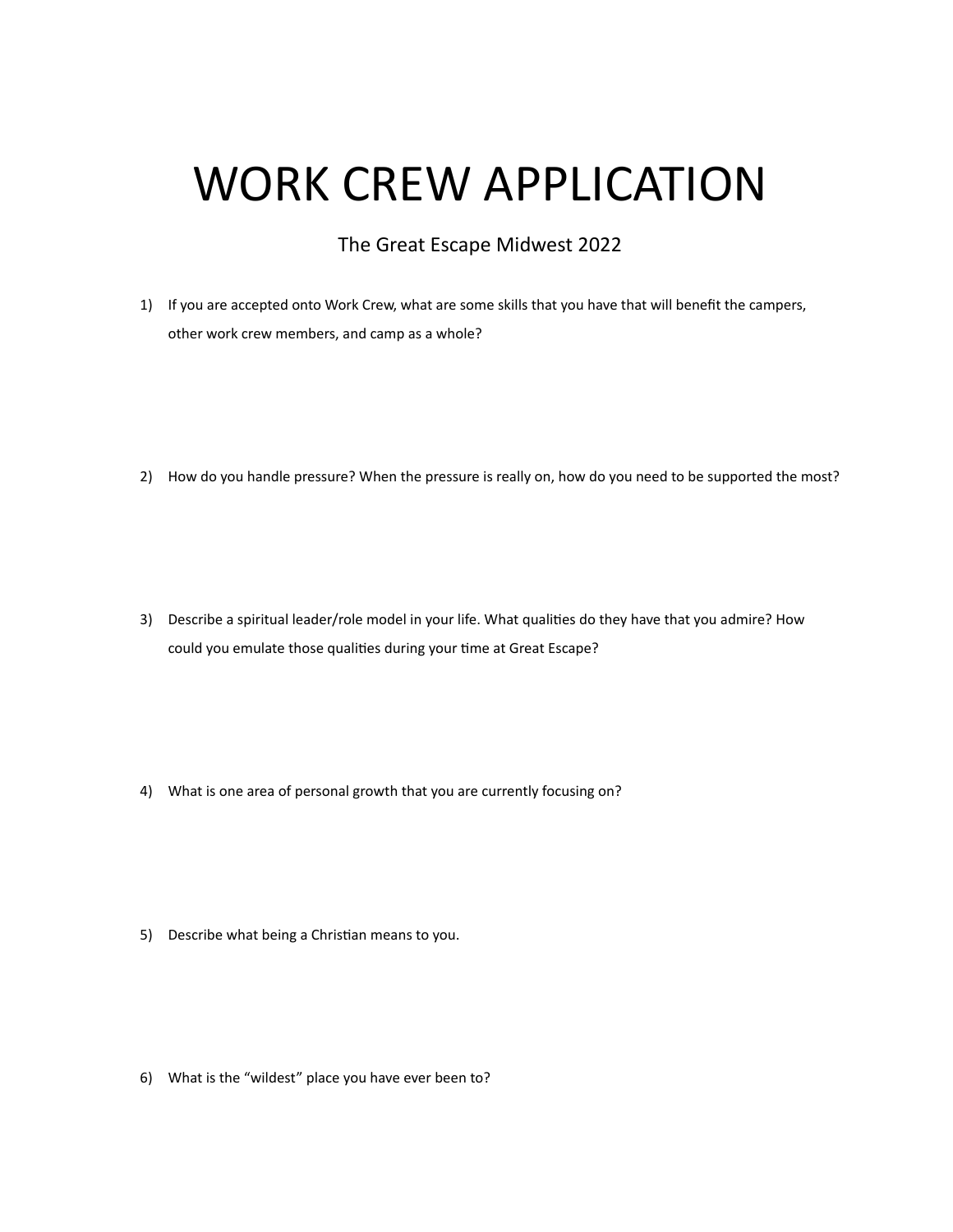# WORK CREW APPLICATION

The Great Escape Midwest 2022

1) If you are accepted onto Work Crew, what are some skills that you have that will benefit the campers, other work crew members, and camp as a whole?

2) How do you handle pressure? When the pressure is really on, how do you need to be supported the most?

3) Describe a spiritual leader/role model in your life. What qualities do they have that you admire? How could you emulate those qualities during your time at Great Escape?

4) What is one area of personal growth that you are currently focusing on?

5) Describe what being a Christian means to you.

6) What is the "wildest" place you have ever been to?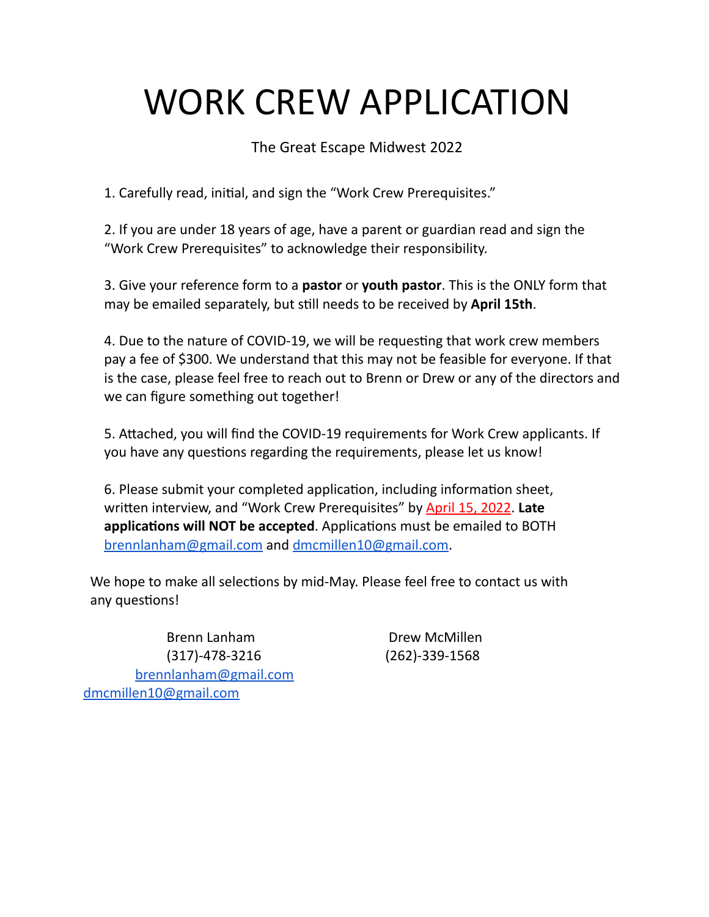# WORK CREW APPLICATION

The Great Escape Midwest 2022

1. Carefully read, initial, and sign the "Work Crew Prerequisites."

2. If you are under 18 years of age, have a parent or guardian read and sign the "Work Crew Prerequisites" to acknowledge their responsibility.

3. Give your reference form to a **pastor** or **youth pastor**. This is the ONLY form that may be emailed separately, but still needs to be received by **April 15th**.

4. Due to the nature of COVID-19, we will be requesting that work crew members pay a fee of $300. We understand that this may not be feasible for everyone. If that is the case, please feel free to reach out to Brenn or Drew or any of the directors and we can figure something out together!

5. Attached, you will find the COVID-19 requirements for Work Crew applicants. If you have any questions regarding the requirements, please let us know!

6. Please submit your completed application, including information sheet, written interview, and "Work Crew Prerequisites" by April 15, 2022. **Late applications will NOT be accepted**. Applications must be emailed to BOTH brennlanham@gmail.com and dmcmillen10@gmail.com.

We hope to make all selections by mid-May. Please feel free to contact us with any questions!

Brenn Lanham
(317)-478-3216
brennlanham@gmail.com

Drew McMillen
(262)-339-1568
dmcmillen10@gmail.com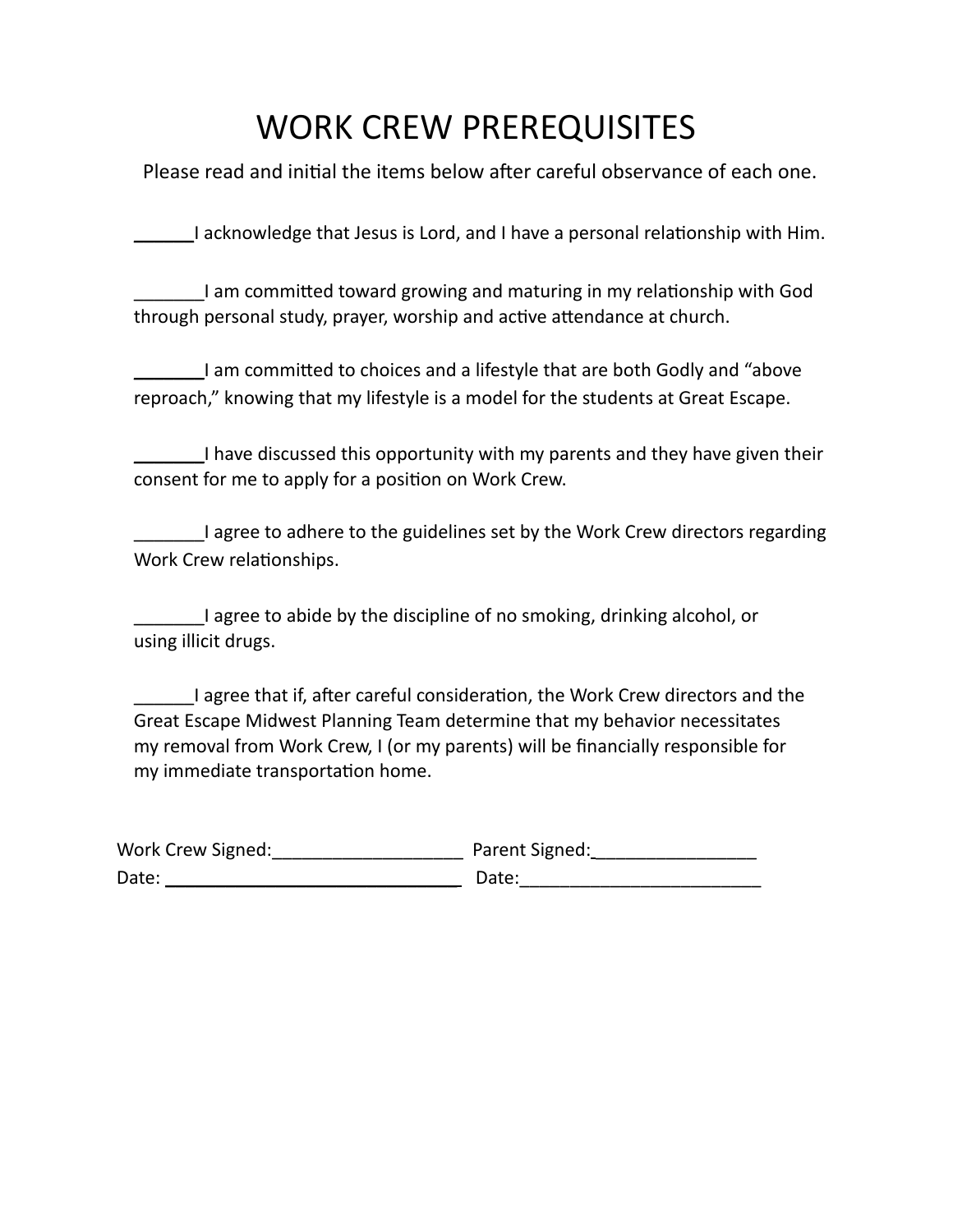# WORK CREW PREREQUISITES

Please read and initial the items below after careful observance of each one.

______I acknowledge that Jesus is Lord, and I have a personal relationship with Him.

_______I am committed toward growing and maturing in my relationship with God through personal study, prayer, worship and active attendance at church.

_______I am committed to choices and a lifestyle that are both Godly and "above reproach," knowing that my lifestyle is a model for the students at Great Escape.

_______I have discussed this opportunity with my parents and they have given their consent for me to apply for a position on Work Crew.

_______I agree to adhere to the guidelines set by the Work Crew directors regarding Work Crew relationships.

_______I agree to abide by the discipline of no smoking, drinking alcohol, or using illicit drugs.

______I agree that if, after careful consideration, the Work Crew directors and the Great Escape Midwest Planning Team determine that my behavior necessitates my removal from Work Crew, I (or my parents) will be financially responsible for my immediate transportation home.

Work Crew Signed:___________________ Parent Signed:________________
Date: ______________________________ Date:________________________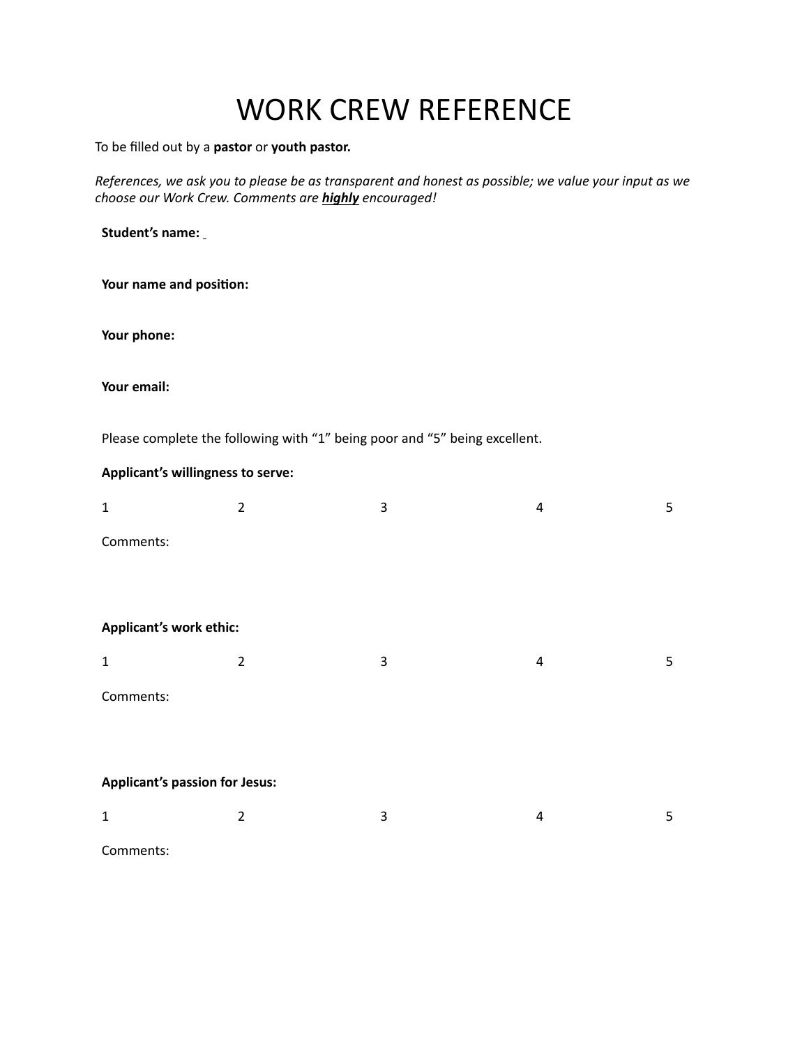# WORK CREW REFERENCE

To be filled out by a **pastor** or **youth pastor.**

*References, we ask you to please be as transparent and honest as possible; we value your input as we choose our Work Crew. Comments are* ***highly*** *encouraged!*

**Student's name:**

**Your name and position:**

**Your phone:**

**Your email:**

Please complete the following with "1" being poor and "5" being excellent.

**Applicant's willingness to serve:**

1 2 3 4 5

Comments:

**Applicant's work ethic:**

1 2 3 4 5

Comments:

**Applicant's passion for Jesus:**

1 2 3 4 5

Comments: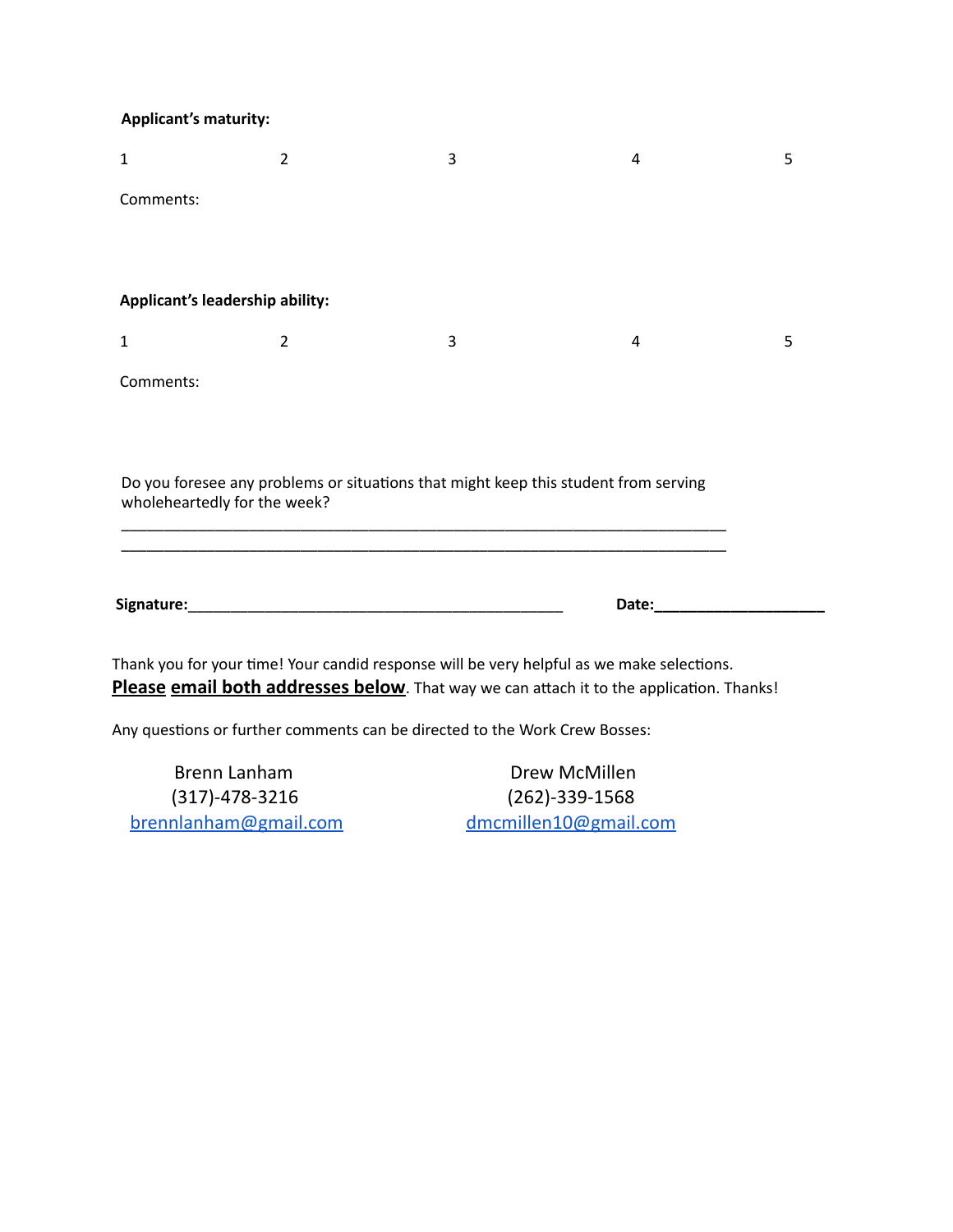**Applicant's maturity:**

1 2 3 4 5

Comments:

**Applicant's leadership ability:**

1 2 3 4 5

Comments:

Do you foresee any problems or situations that might keep this student from serving wholeheartedly for the week?

___________________________________________________________________________

___________________________________________________________________________

**Signature:**_______________________________________________ **Date:**_____________________

Thank you for your time! Your candid response will be very helpful as we make selections. **Please email both addresses below**. That way we can attach it to the application. Thanks!

Any questions or further comments can be directed to the Work Crew Bosses:

Brenn Lanham
(317)-478-3216
brennlanham@gmail.com

Drew McMillen
(262)-339-1568
dmcmillen10@gmail.com